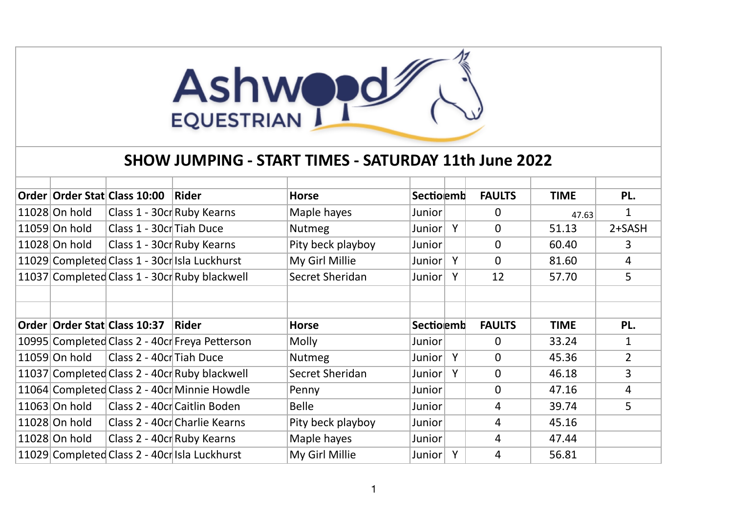Ashwood EQUESTRIAN

# SHOW JUMPING - START TIMES - SATURDAY 11th June 2022

| Order | Order Stat | Class 10:00 | Rider | Horse | Sectio | emb | FAULTS | TIME | PL. |
|---|---|---|---|---|---|---|---|---|---|
| 11028 | On hold | Class 1 - 30cr | Ruby Kearns | Maple hayes | Junior | | 0 | 47.63 | 1 |
| 11059 | On hold | Class 1 - 30cr | Tiah Duce | Nutmeg | Junior | Y | 0 | 51.13 | 2+SASH |
| 11028 | On hold | Class 1 - 30cr | Ruby Kearns | Pity beck playboy | Junior | | 0 | 60.40 | 3 |
| 11029 | Completed | Class 1 - 30cr | Isla Luckhurst | My Girl Millie | Junior | Y | 0 | 81.60 | 4 |
| 11037 | Completed | Class 1 - 30cr | Ruby blackwell | Secret Sheridan | Junior | Y | 12 | 57.70 | 5 |

| Order | Order Stat | Class 10:37 | Rider | Horse | Sectio | emb | FAULTS | TIME | PL. |
|---|---|---|---|---|---|---|---|---|---|
| 10995 | Completed | Class 2 - 40cr | Freya Petterson | Molly | Junior | | 0 | 33.24 | 1 |
| 11059 | On hold | Class 2 - 40cr | Tiah Duce | Nutmeg | Junior | Y | 0 | 45.36 | 2 |
| 11037 | Completed | Class 2 - 40cr | Ruby blackwell | Secret Sheridan | Junior | Y | 0 | 46.18 | 3 |
| 11064 | Completed | Class 2 - 40cr | Minnie Howdle | Penny | Junior | | 0 | 47.16 | 4 |
| 11063 | On hold | Class 2 - 40cr | Caitlin Boden | Belle | Junior | | 4 | 39.74 | 5 |
| 11028 | On hold | Class 2 - 40cr | Charlie Kearns | Pity beck playboy | Junior | | 4 | 45.16 | |
| 11028 | On hold | Class 2 - 40cr | Ruby Kearns | Maple hayes | Junior | | 4 | 47.44 | |
| 11029 | Completed | Class 2 - 40cr | Isla Luckhurst | My Girl Millie | Junior | Y | 4 | 56.81 | |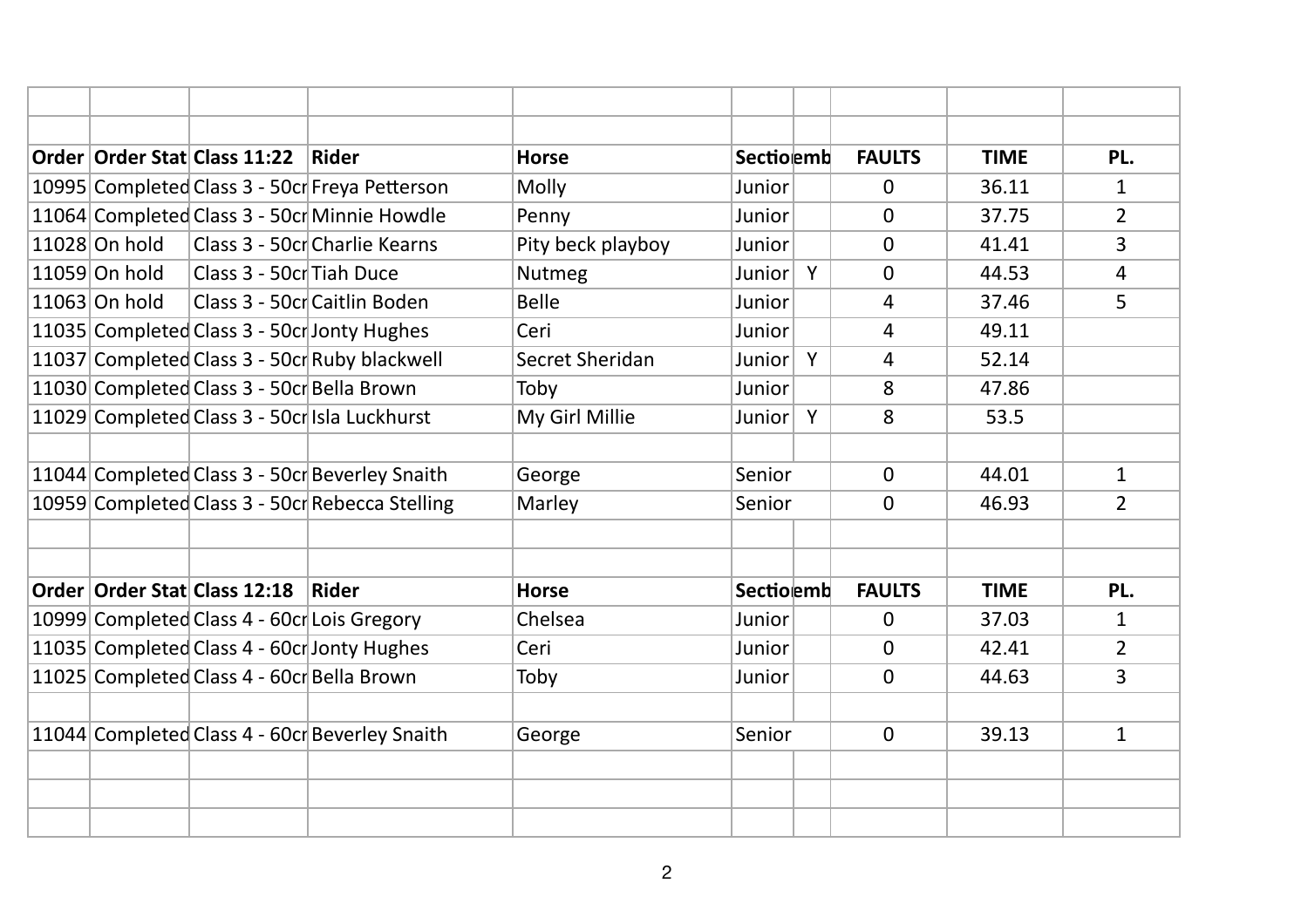| Order | Order Stat | Class 11:22 | Rider | Horse | Sectio | emb | FAULTS | TIME | PL. |
|---|---|---|---|---|---|---|---|---|---|
| 10995 | Completed | Class 3 - 50cr | Freya Petterson | Molly | Junior | | 0 | 36.11 | 1 |
| 11064 | Completed | Class 3 - 50cr | Minnie Howdle | Penny | Junior | | 0 | 37.75 | 2 |
| 11028 | On hold | Class 3 - 50cr | Charlie Kearns | Pity beck playboy | Junior | | 0 | 41.41 | 3 |
| 11059 | On hold | Class 3 - 50cr | Tiah Duce | Nutmeg | Junior | Y | 0 | 44.53 | 4 |
| 11063 | On hold | Class 3 - 50cr | Caitlin Boden | Belle | Junior | | 4 | 37.46 | 5 |
| 11035 | Completed | Class 3 - 50cr | Jonty Hughes | Ceri | Junior | | 4 | 49.11 | |
| 11037 | Completed | Class 3 - 50cr | Ruby blackwell | Secret Sheridan | Junior | Y | 4 | 52.14 | |
| 11030 | Completed | Class 3 - 50cr | Bella Brown | Toby | Junior | | 8 | 47.86 | |
| 11029 | Completed | Class 3 - 50cr | Isla Luckhurst | My Girl Millie | Junior | Y | 8 | 53.5 | |
| | | | | | | | | | |
| 11044 | Completed | Class 3 - 50cr | Beverley Snaith | George | Senior | | 0 | 44.01 | 1 |
| 10959 | Completed | Class 3 - 50cr | Rebecca Stelling | Marley | Senior | | 0 | 46.93 | 2 |

| Order | Order Stat | Class 12:18 | Rider | Horse | Sectio | emb | FAULTS | TIME | PL. |
|---|---|---|---|---|---|---|---|---|---|
| 10999 | Completed | Class 4 - 60cr | Lois Gregory | Chelsea | Junior | | 0 | 37.03 | 1 |
| 11035 | Completed | Class 4 - 60cr | Jonty Hughes | Ceri | Junior | | 0 | 42.41 | 2 |
| 11025 | Completed | Class 4 - 60cr | Bella Brown | Toby | Junior | | 0 | 44.63 | 3 |
| | | | | | | | | | |
| 11044 | Completed | Class 4 - 60cr | Beverley Snaith | George | Senior | | 0 | 39.13 | 1 |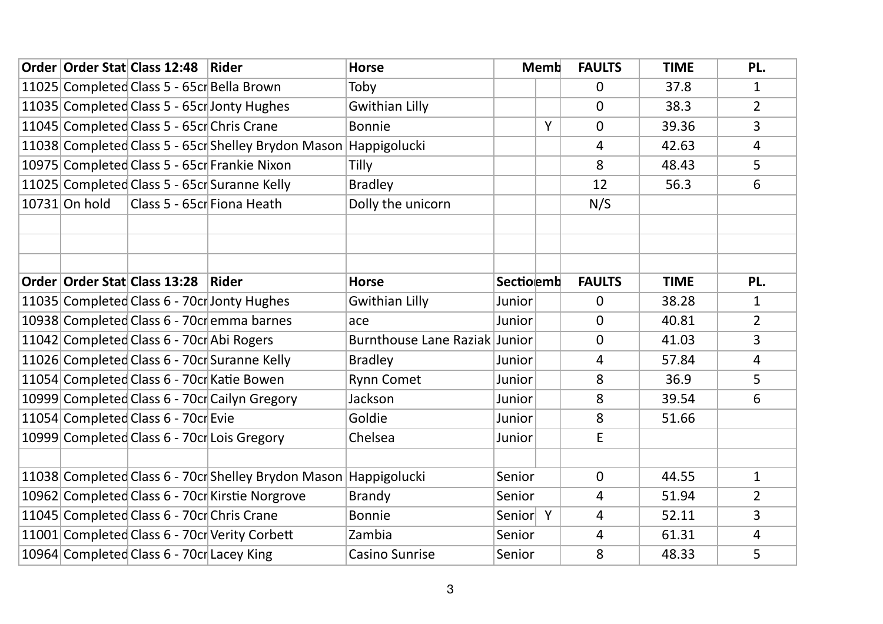| Order | Order Stat | Class 12:48 | Rider | Horse | | Memb | FAULTS | TIME | PL. |
|---|---|---|---|---|---|---|---|---|---|
| 11025 | Completed | Class 5 - 65cr | Bella Brown | Toby | | | 0 | 37.8 | 1 |
| 11035 | Completed | Class 5 - 65cr | Jonty Hughes | Gwithian Lilly | | | 0 | 38.3 | 2 |
| 11045 | Completed | Class 5 - 65cr | Chris Crane | Bonnie | | Y | 0 | 39.36 | 3 |
| 11038 | Completed | Class 5 - 65cr | Shelley Brydon Mason | Happigolucki | | | 4 | 42.63 | 4 |
| 10975 | Completed | Class 5 - 65cr | Frankie Nixon | Tilly | | | 8 | 48.43 | 5 |
| 11025 | Completed | Class 5 - 65cr | Suranne Kelly | Bradley | | | 12 | 56.3 | 6 |
| 10731 | On hold | Class 5 - 65cr | Fiona Heath | Dolly the unicorn | | | N/S | | |

| Order | Order Stat | Class 13:28 | Rider | Horse | Sectio | emb | FAULTS | TIME | PL. |
|---|---|---|---|---|---|---|---|---|---|
| 11035 | Completed | Class 6 - 70cr | Jonty Hughes | Gwithian Lilly | Junior | | 0 | 38.28 | 1 |
| 10938 | Completed | Class 6 - 70cr | emma barnes | ace | Junior | | 0 | 40.81 | 2 |
| 11042 | Completed | Class 6 - 70cr | Abi Rogers | Burnthouse Lane Raziak | Junior | | 0 | 41.03 | 3 |
| 11026 | Completed | Class 6 - 70cr | Suranne Kelly | Bradley | Junior | | 4 | 57.84 | 4 |
| 11054 | Completed | Class 6 - 70cr | Katie Bowen | Rynn Comet | Junior | | 8 | 36.9 | 5 |
| 10999 | Completed | Class 6 - 70cr | Cailyn Gregory | Jackson | Junior | | 8 | 39.54 | 6 |
| 11054 | Completed | Class 6 - 70cr | Evie | Goldie | Junior | | 8 | 51.66 | |
| 10999 | Completed | Class 6 - 70cr | Lois Gregory | Chelsea | Junior | | E | | |
| | | | | | | | | | |
| 11038 | Completed | Class 6 - 70cr | Shelley Brydon Mason | Happigolucki | Senior | | 0 | 44.55 | 1 |
| 10962 | Completed | Class 6 - 70cr | Kirstie Norgrove | Brandy | Senior | | 4 | 51.94 | 2 |
| 11045 | Completed | Class 6 - 70cr | Chris Crane | Bonnie | Senior | Y | 4 | 52.11 | 3 |
| 11001 | Completed | Class 6 - 70cr | Verity Corbett | Zambia | Senior | | 4 | 61.31 | 4 |
| 10964 | Completed | Class 6 - 70cr | Lacey King | Casino Sunrise | Senior | | 8 | 48.33 | 5 |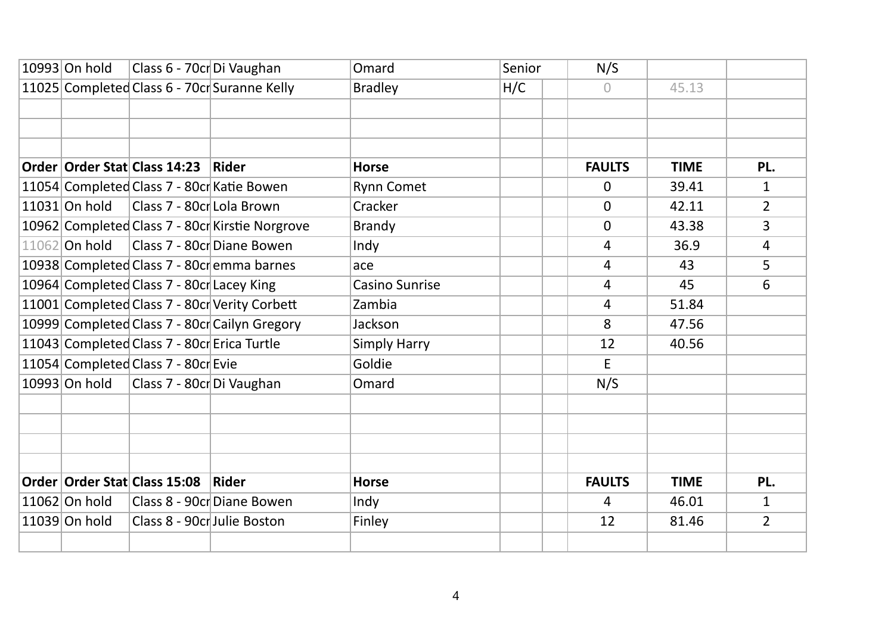| | | | | | | | | | |
|---|---|---|---|---|---|---|---|---|---|
| 10993 | On hold | Class 6 - 70cr | Di Vaughan | Omard | Senior | | N/S | | |
| 11025 | Completed | Class 6 - 70cr | Suranne Kelly | Bradley | H/C | | 0 | 45.13 | |

| Order | Order Stat | Class 14:23 | Rider | Horse | | | FAULTS | TIME | PL. |
|---|---|---|---|---|---|---|---|---|---|
| 11054 | Completed | Class 7 - 80cr | Katie Bowen | Rynn Comet | | | 0 | 39.41 | 1 |
| 11031 | On hold | Class 7 - 80cr | Lola Brown | Cracker | | | 0 | 42.11 | 2 |
| 10962 | Completed | Class 7 - 80cr | Kirstie Norgrove | Brandy | | | 0 | 43.38 | 3 |
| 11062 | On hold | Class 7 - 80cr | Diane Bowen | Indy | | | 4 | 36.9 | 4 |
| 10938 | Completed | Class 7 - 80cr | emma barnes | ace | | | 4 | 43 | 5 |
| 10964 | Completed | Class 7 - 80cr | Lacey King | Casino Sunrise | | | 4 | 45 | 6 |
| 11001 | Completed | Class 7 - 80cr | Verity Corbett | Zambia | | | 4 | 51.84 | |
| 10999 | Completed | Class 7 - 80cr | Cailyn Gregory | Jackson | | | 8 | 47.56 | |
| 11043 | Completed | Class 7 - 80cr | Erica Turtle | Simply Harry | | | 12 | 40.56 | |
| 11054 | Completed | Class 7 - 80cr | Evie | Goldie | | | E | | |
| 10993 | On hold | Class 7 - 80cr | Di Vaughan | Omard | | | N/S | | |

| Order | Order Stat | Class 15:08 | Rider | Horse | | | FAULTS | TIME | PL. |
|---|---|---|---|---|---|---|---|---|---|
| 11062 | On hold | Class 8 - 90cr | Diane Bowen | Indy | | | 4 | 46.01 | 1 |
| 11039 | On hold | Class 8 - 90cr | Julie Boston | Finley | | | 12 | 81.46 | 2 |